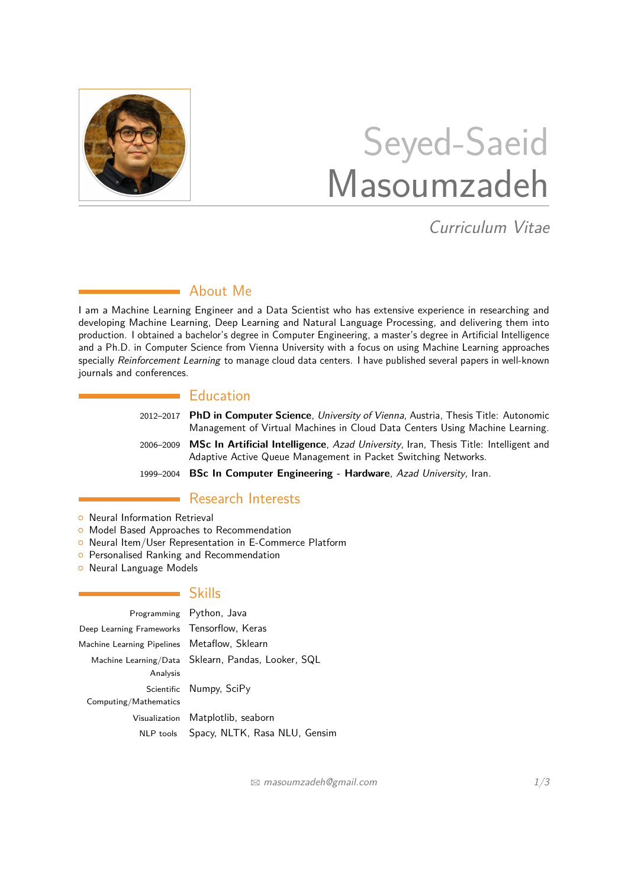# Seyed-Saeid Masoumzadeh

*Curriculum Vitae*

## About Me

I am a Machine Learning Engineer and a Data Scientist who has extensive experience in researching and developing Machine Learning, Deep Learning and Natural Language Processing, and delivering them into production. I obtained a bachelor's degree in Computer Engineering, a master's degree in Artificial Intelligence and a Ph.D. in Computer Science from Vienna University with a focus on using Machine Learning approaches specially *Reinforcement Learning* to manage cloud data centers. I have published several papers in well-known journals and conferences.

## Education

2012–2017 **PhD in Computer Science**, *University of Vienna*, Austria, Thesis Title: Autonomic Management of Virtual Machines in Cloud Data Centers Using Machine Learning.

2006–2009 **MSc In Artificial Intelligence**, *Azad University*, Iran, Thesis Title: Intelligent and Adaptive Active Queue Management in Packet Switching Networks.

1999–2004 **BSc In Computer Engineering - Hardware**, *Azad University*, Iran.

## Research Interests

- Neural Information Retrieval
- Model Based Approaches to Recommendation
- Neural Item/User Representation in E-Commerce Platform
- Personalised Ranking and Recommendation
- Neural Language Models

## Skills

| | |
|---|---|
| Programming | Python, Java |
| Deep Learning Frameworks | Tensorflow, Keras |
| Machine Learning Pipelines | Metaflow, Sklearn |
| Machine Learning/Data Analysis | Sklearn, Pandas, Looker, SQL |
| Scientific Computing/Mathematics | Numpy, SciPy |
| Visualization | Matplotlib, seaborn |
| NLP tools | Spacy, NLTK, Rasa NLU, Gensim |

masoumzadeh@gmail.com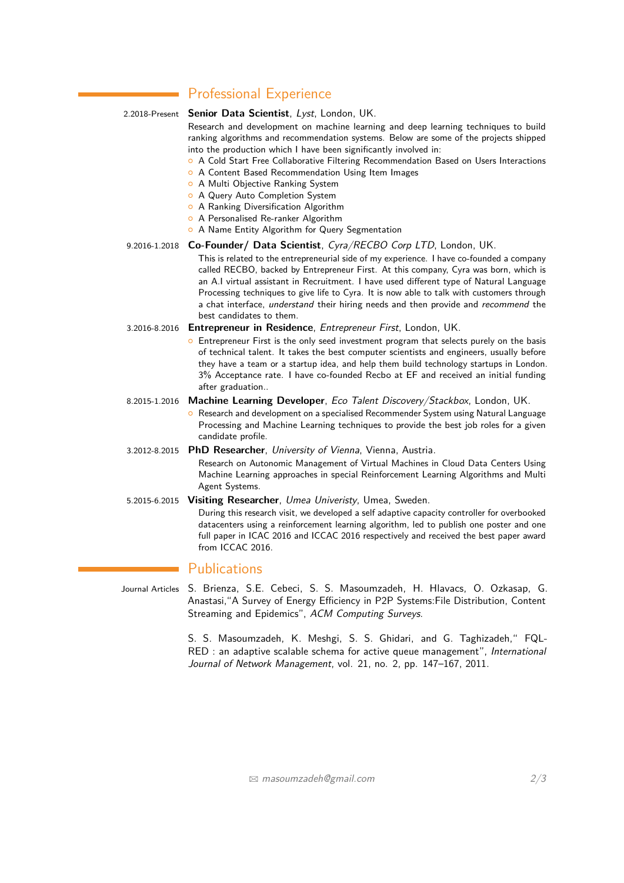## Professional Experience

2.2018-Present **Senior Data Scientist**, *Lyst*, London, UK.

Research and development on machine learning and deep learning techniques to build ranking algorithms and recommendation systems. Below are some of the projects shipped into the production which I have been significantly involved in:

- A Cold Start Free Collaborative Filtering Recommendation Based on Users Interactions
- A Content Based Recommendation Using Item Images
- A Multi Objective Ranking System
- A Query Auto Completion System
- A Ranking Diversification Algorithm
- A Personalised Re-ranker Algorithm
- A Name Entity Algorithm for Query Segmentation

9.2016-1.2018 **Co-Founder/ Data Scientist**, *Cyra/RECBO Corp LTD*, London, UK.

This is related to the entrepreneurial side of my experience. I have co-founded a company called RECBO, backed by Entrepreneur First. At this company, Cyra was born, which is an A.I virtual assistant in Recruitment. I have used different type of Natural Language Processing techniques to give life to Cyra. It is now able to talk with customers through a chat interface, *understand* their hiring needs and then provide and *recommend* the best candidates to them.

3.2016-8.2016 **Entrepreneur in Residence**, *Entrepreneur First*, London, UK.

- Entrepreneur First is the only seed investment program that selects purely on the basis of technical talent. It takes the best computer scientists and engineers, usually before they have a team or a startup idea, and help them build technology startups in London. 3% Acceptance rate. I have co-founded Recbo at EF and received an initial funding after graduation..

8.2015-1.2016 **Machine Learning Developer**, *Eco Talent Discovery/Stackbox*, London, UK.

- Research and development on a specialised Recommender System using Natural Language Processing and Machine Learning techniques to provide the best job roles for a given candidate profile.

3.2012-8.2015 **PhD Researcher**, *University of Vienna*, Vienna, Austria.

Research on Autonomic Management of Virtual Machines in Cloud Data Centers Using Machine Learning approaches in special Reinforcement Learning Algorithms and Multi Agent Systems.

5.2015-6.2015 **Visiting Researcher**, *Umea Univeristy*, Umea, Sweden.

During this research visit, we developed a self adaptive capacity controller for overbooked datacenters using a reinforcement learning algorithm, led to publish one poster and one full paper in ICAC 2016 and ICCAC 2016 respectively and received the best paper award from ICCAC 2016.

## Publications

Journal Articles

S. Brienza, S.E. Cebeci, S. S. Masoumzadeh, H. Hlavacs, O. Ozkasap, G. Anastasi,"A Survey of Energy Efficiency in P2P Systems:File Distribution, Content Streaming and Epidemics", *ACM Computing Surveys*.

S. S. Masoumzadeh, K. Meshgi, S. S. Ghidari, and G. Taghizadeh," FQL-RED : an adaptive scalable schema for active queue management", *International Journal of Network Management*, vol. 21, no. 2, pp. 147–167, 2011.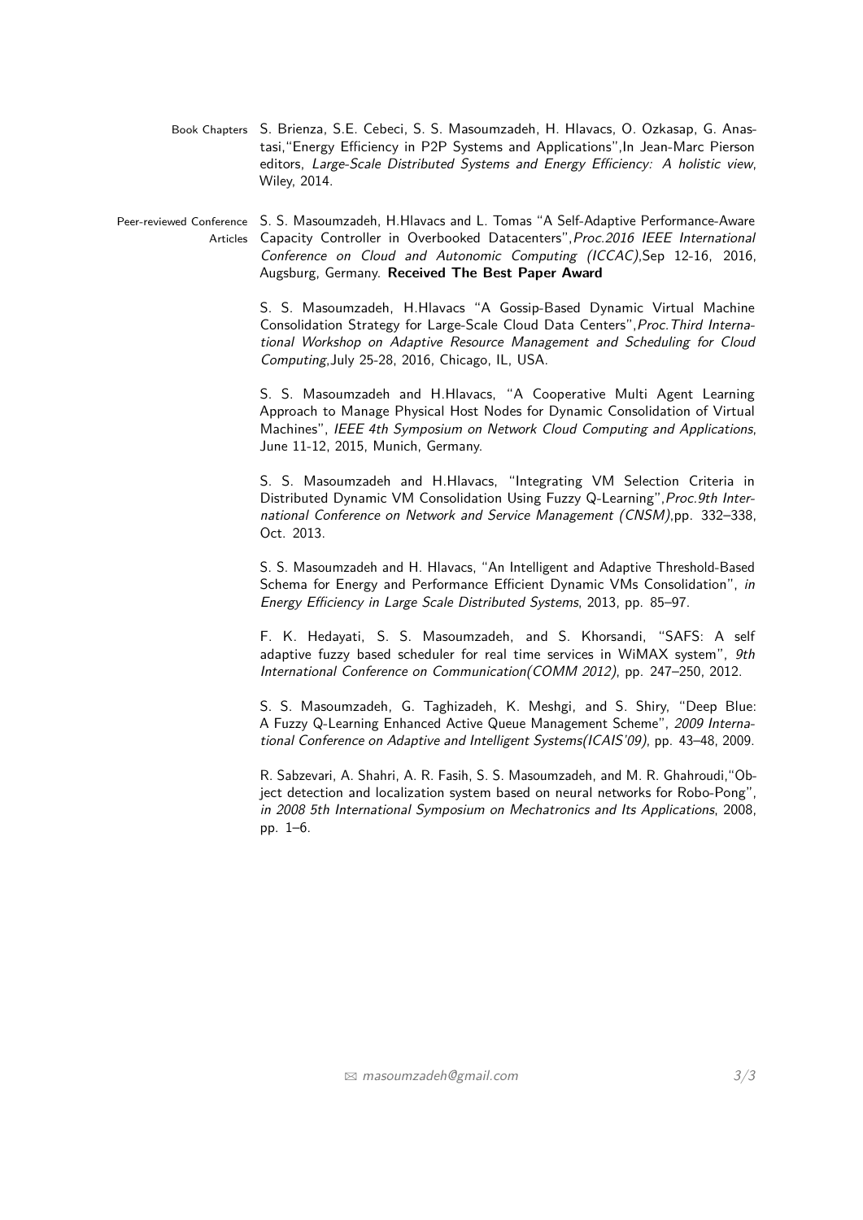### Book Chapters

S. Brienza, S.E. Cebeci, S. S. Masoumzadeh, H. Hlavacs, O. Ozkasap, G. Anastasi,"Energy Efficiency in P2P Systems and Applications",In Jean-Marc Pierson editors, *Large-Scale Distributed Systems and Energy Efficiency: A holistic view*, Wiley, 2014.

### Peer-reviewed Conference Articles

S. S. Masoumzadeh, H.Hlavacs and L. Tomas "A Self-Adaptive Performance-Aware Capacity Controller in Overbooked Datacenters",*Proc.2016 IEEE International Conference on Cloud and Autonomic Computing (ICCAC)*,Sep 12-16, 2016, Augsburg, Germany. **Received The Best Paper Award**

S. S. Masoumzadeh, H.Hlavacs "A Gossip-Based Dynamic Virtual Machine Consolidation Strategy for Large-Scale Cloud Data Centers",*Proc.Third International Workshop on Adaptive Resource Management and Scheduling for Cloud Computing*,July 25-28, 2016, Chicago, IL, USA.

S. S. Masoumzadeh and H.Hlavacs, "A Cooperative Multi Agent Learning Approach to Manage Physical Host Nodes for Dynamic Consolidation of Virtual Machines", *IEEE 4th Symposium on Network Cloud Computing and Applications*, June 11-12, 2015, Munich, Germany.

S. S. Masoumzadeh and H.Hlavacs, "Integrating VM Selection Criteria in Distributed Dynamic VM Consolidation Using Fuzzy Q-Learning",*Proc.9th International Conference on Network and Service Management (CNSM)*,pp. 332–338, Oct. 2013.

S. S. Masoumzadeh and H. Hlavacs, "An Intelligent and Adaptive Threshold-Based Schema for Energy and Performance Efficient Dynamic VMs Consolidation", *in Energy Efficiency in Large Scale Distributed Systems*, 2013, pp. 85–97.

F. K. Hedayati, S. S. Masoumzadeh, and S. Khorsandi, "SAFS: A self adaptive fuzzy based scheduler for real time services in WiMAX system", *9th International Conference on Communication(COMM 2012)*, pp. 247–250, 2012.

S. S. Masoumzadeh, G. Taghizadeh, K. Meshgi, and S. Shiry, "Deep Blue: A Fuzzy Q-Learning Enhanced Active Queue Management Scheme", *2009 International Conference on Adaptive and Intelligent Systems(ICAIS'09)*, pp. 43–48, 2009.

R. Sabzevari, A. Shahri, A. R. Fasih, S. S. Masoumzadeh, and M. R. Ghahroudi,"Object detection and localization system based on neural networks for Robo-Pong", *in 2008 5th International Symposium on Mechatronics and Its Applications*, 2008, pp. 1–6.

✉ masoumzadeh@gmail.com